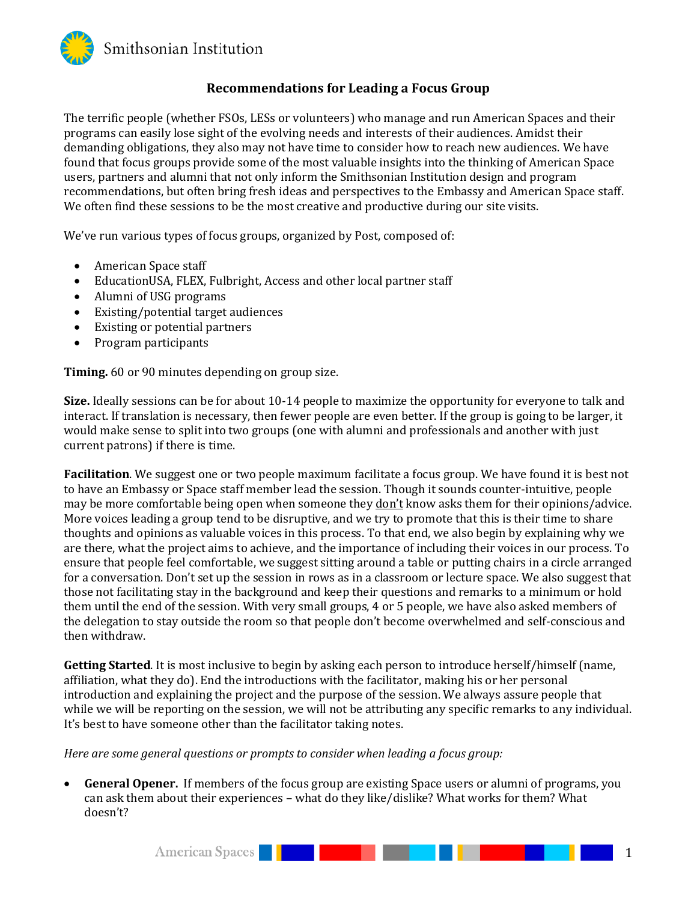Smithsonian Institution

# Recommendations for Leading a Focus Group

The terrific people (whether FSOs, LESs or volunteers) who manage and run American Spaces and their programs can easily lose sight of the evolving needs and interests of their audiences. Amidst their demanding obligations, they also may not have time to consider how to reach new audiences. We have found that focus groups provide some of the most valuable insights into the thinking of American Space users, partners and alumni that not only inform the Smithsonian Institution design and program recommendations, but often bring fresh ideas and perspectives to the Embassy and American Space staff. We often find these sessions to be the most creative and productive during our site visits.

We've run various types of focus groups, organized by Post, composed of:

- American Space staff
- EducationUSA, FLEX, Fulbright, Access and other local partner staff
- Alumni of USG programs
- Existing/potential target audiences
- Existing or potential partners
- Program participants

**Timing.** 60 or 90 minutes depending on group size.

**Size.** Ideally sessions can be for about 10-14 people to maximize the opportunity for everyone to talk and interact. If translation is necessary, then fewer people are even better. If the group is going to be larger, it would make sense to split into two groups (one with alumni and professionals and another with just current patrons) if there is time.

**Facilitation**. We suggest one or two people maximum facilitate a focus group. We have found it is best not to have an Embassy or Space staff member lead the session. Though it sounds counter-intuitive, people may be more comfortable being open when someone they don't know asks them for their opinions/advice. More voices leading a group tend to be disruptive, and we try to promote that this is their time to share thoughts and opinions as valuable voices in this process. To that end, we also begin by explaining why we are there, what the project aims to achieve, and the importance of including their voices in our process. To ensure that people feel comfortable, we suggest sitting around a table or putting chairs in a circle arranged for a conversation. Don't set up the session in rows as in a classroom or lecture space. We also suggest that those not facilitating stay in the background and keep their questions and remarks to a minimum or hold them until the end of the session. With very small groups, 4 or 5 people, we have also asked members of the delegation to stay outside the room so that people don't become overwhelmed and self-conscious and then withdraw.

**Getting Started**. It is most inclusive to begin by asking each person to introduce herself/himself (name, affiliation, what they do). End the introductions with the facilitator, making his or her personal introduction and explaining the project and the purpose of the session. We always assure people that while we will be reporting on the session, we will not be attributing any specific remarks to any individual. It's best to have someone other than the facilitator taking notes.

*Here are some general questions or prompts to consider when leading a focus group:*

- **General Opener.** If members of the focus group are existing Space users or alumni of programs, you can ask them about their experiences – what do they like/dislike? What works for them? What doesn't?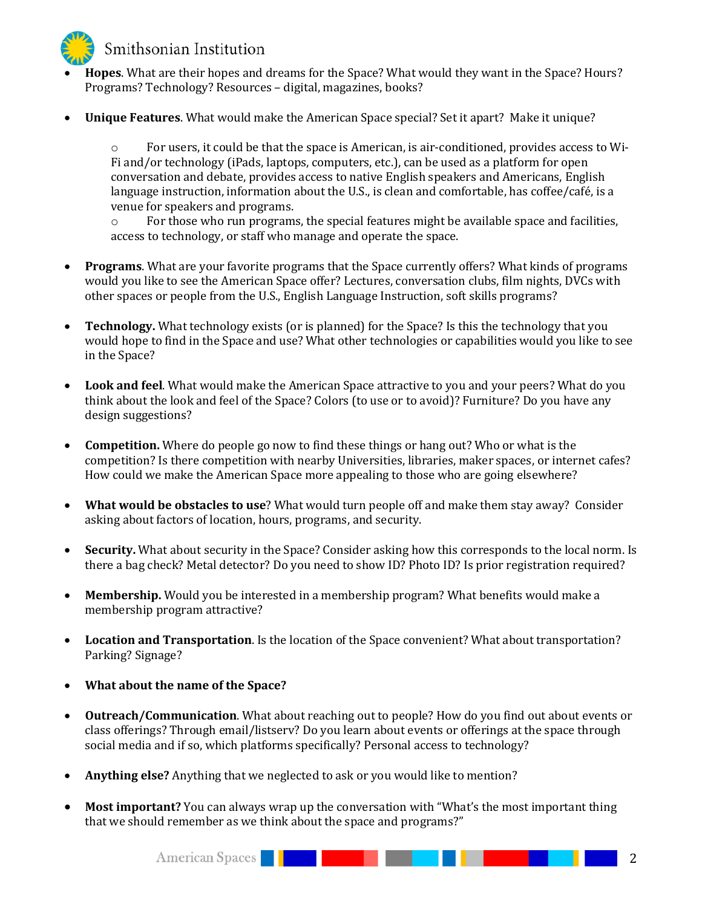- **Hopes**. What are their hopes and dreams for the Space? What would they want in the Space? Hours? Programs? Technology? Resources – digital, magazines, books?

- **Unique Features**. What would make the American Space special? Set it apart? Make it unique?

  - For users, it could be that the space is American, is air-conditioned, provides access to Wi-Fi and/or technology (iPads, laptops, computers, etc.), can be used as a platform for open conversation and debate, provides access to native English speakers and Americans, English language instruction, information about the U.S., is clean and comfortable, has coffee/café, is a venue for speakers and programs.
  - For those who run programs, the special features might be available space and facilities, access to technology, or staff who manage and operate the space.

- **Programs**. What are your favorite programs that the Space currently offers? What kinds of programs would you like to see the American Space offer? Lectures, conversation clubs, film nights, DVCs with other spaces or people from the U.S., English Language Instruction, soft skills programs?

- **Technology.** What technology exists (or is planned) for the Space? Is this the technology that you would hope to find in the Space and use? What other technologies or capabilities would you like to see in the Space?

- **Look and feel**. What would make the American Space attractive to you and your peers? What do you think about the look and feel of the Space? Colors (to use or to avoid)? Furniture? Do you have any design suggestions?

- **Competition.** Where do people go now to find these things or hang out? Who or what is the competition? Is there competition with nearby Universities, libraries, maker spaces, or internet cafes? How could we make the American Space more appealing to those who are going elsewhere?

- **What would be obstacles to use**? What would turn people off and make them stay away? Consider asking about factors of location, hours, programs, and security.

- **Security.** What about security in the Space? Consider asking how this corresponds to the local norm. Is there a bag check? Metal detector? Do you need to show ID? Photo ID? Is prior registration required?

- **Membership.** Would you be interested in a membership program? What benefits would make a membership program attractive?

- **Location and Transportation**. Is the location of the Space convenient? What about transportation? Parking? Signage?

- **What about the name of the Space?**

- **Outreach/Communication**. What about reaching out to people? How do you find out about events or class offerings? Through email/listserv? Do you learn about events or offerings at the space through social media and if so, which platforms specifically? Personal access to technology?

- **Anything else?** Anything that we neglected to ask or you would like to mention?

- **Most important?** You can always wrap up the conversation with "What's the most important thing that we should remember as we think about the space and programs?"